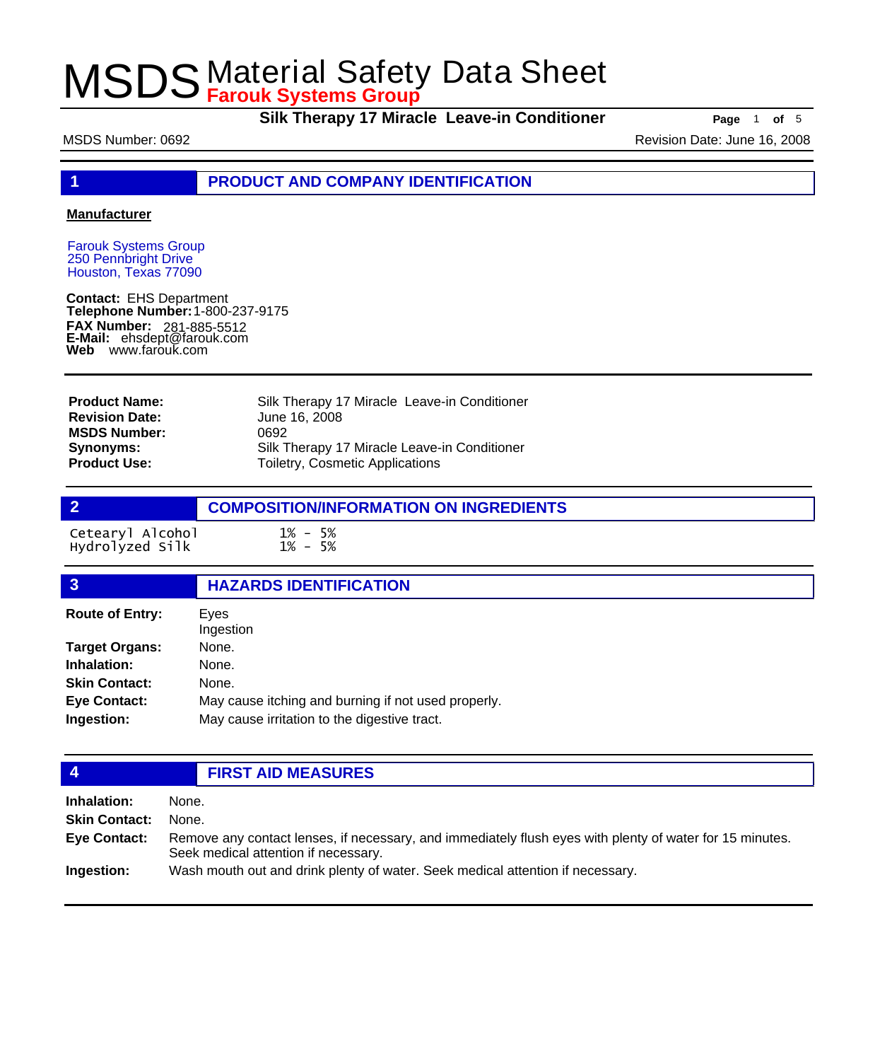# MSDS Material Safety Data Sheet

**Farouk Systems Group**

**Silk Therapy 17 Miracle Leave-in Conditioner**

MSDS Number: 0692

Revision Date: June 16, 2008

## 1 PRODUCT AND COMPANY IDENTIFICATION

**Manufacturer**

Farouk Systems Group
250 Pennbright Drive
Houston, Texas 77090

**Contact:** EHS Department
**Telephone Number:** 1-800-237-9175
**FAX Number:** 281-885-5512
**E-Mail:** ehsdept@farouk.com
**Web** www.farouk.com

| | |
|---|---|
| **Product Name:** | Silk Therapy 17 Miracle Leave-in Conditioner |
| **Revision Date:** | June 16, 2008 |
| **MSDS Number:** | 0692 |
| **Synonyms:** | Silk Therapy 17 Miracle Leave-in Conditioner |
| **Product Use:** | Toiletry, Cosmetic Applications |

## 2 COMPOSITION/INFORMATION ON INGREDIENTS

| | |
|---|---|
| Cetearyl Alcohol | 1% - 5% |
| Hydrolyzed Silk | 1% - 5% |

## 3 HAZARDS IDENTIFICATION

| | |
|---|---|
| **Route of Entry:** | Eyes<br>Ingestion |
| **Target Organs:** | None. |
| **Inhalation:** | None. |
| **Skin Contact:** | None. |
| **Eye Contact:** | May cause itching and burning if not used properly. |
| **Ingestion:** | May cause irritation to the digestive tract. |

## 4 FIRST AID MEASURES

| | |
|---|---|
| **Inhalation:** | None. |
| **Skin Contact:** | None. |
| **Eye Contact:** | Remove any contact lenses, if necessary, and immediately flush eyes with plenty of water for 15 minutes. Seek medical attention if necessary. |
| **Ingestion:** | Wash mouth out and drink plenty of water. Seek medical attention if necessary. |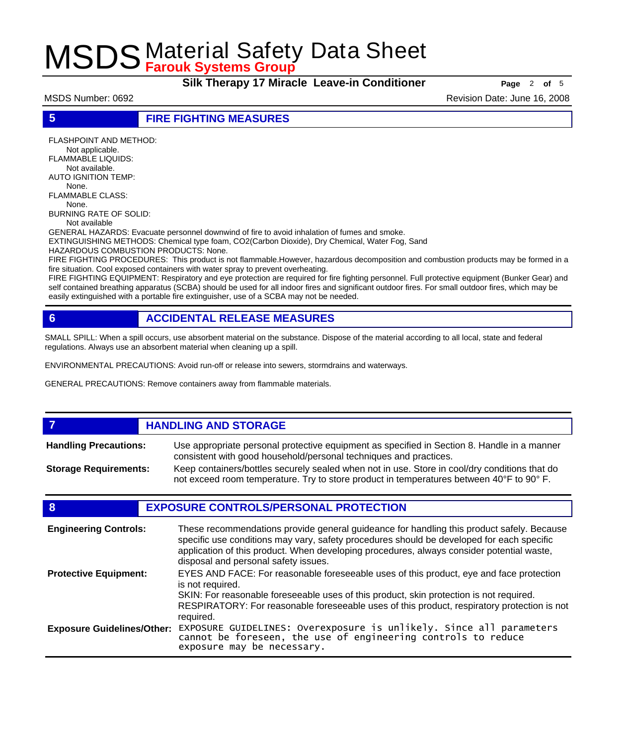## 5 FIRE FIGHTING MEASURES

FLASHPOINT AND METHOD:
Not applicable.
FLAMMABLE LIQUIDS:
Not available.
AUTO IGNITION TEMP:
None.
FLAMMABLE CLASS:
None.
BURNING RATE OF SOLID:
Not available

GENERAL HAZARDS: Evacuate personnel downwind of fire to avoid inhalation of fumes and smoke.
EXTINGUISHING METHODS: Chemical type foam, $CO_2$(Carbon Dioxide), Dry Chemical, Water Fog, Sand
HAZARDOUS COMBUSTION PRODUCTS: None.
FIRE FIGHTING PROCEDURES: This product is not flammable.However, hazardous decomposition and combustion products may be formed in a fire situation. Cool exposed containers with water spray to prevent overheating.
FIRE FIGHTING EQUIPMENT: Respiratory and eye protection are required for fire fighting personnel. Full protective equipment (Bunker Gear) and self contained breathing apparatus (SCBA) should be used for all indoor fires and significant outdoor fires. For small outdoor fires, which may be easily extinguished with a portable fire extinguisher, use of a SCBA may not be needed.

## 6 ACCIDENTAL RELEASE MEASURES

SMALL SPILL: When a spill occurs, use absorbent material on the substance. Dispose of the material according to all local, state and federal regulations. Always use an absorbent material when cleaning up a spill.

ENVIRONMENTAL PRECAUTIONS: Avoid run-off or release into sewers, stormdrains and waterways.

GENERAL PRECAUTIONS: Remove containers away from flammable materials.

## 7 HANDLING AND STORAGE

**Handling Precautions:** Use appropriate personal protective equipment as specified in Section 8. Handle in a manner consistent with good household/personal techniques and practices.

**Storage Requirements:** Keep containers/bottles securely sealed when not in use. Store in cool/dry conditions that do not exceed room temperature. Try to store product in temperatures between 40° F to 90° F.

## 8 EXPOSURE CONTROLS/PERSONAL PROTECTION

**Engineering Controls:** These recommendations provide general guideance for handling this product safely. Because specific use conditions may vary, safety procedures should be developed for each specific application of this product. When developing procedures, always consider potential waste, disposal and personal safety issues.

**Protective Equipment:** EYES AND FACE: For reasonable foreseeable uses of this product, eye and face protection is not required.
SKIN: For reasonable foreseeable uses of this product, skin protection is not required.
RESPIRATORY: For reasonable foreseeable uses of this product, respiratory protection is not required.

**Exposure Guidelines/Other:** EXPOSURE GUIDELINES: Overexposure is unlikely. Since all parameters cannot be foreseen, the use of engineering controls to reduce exposure may be necessary.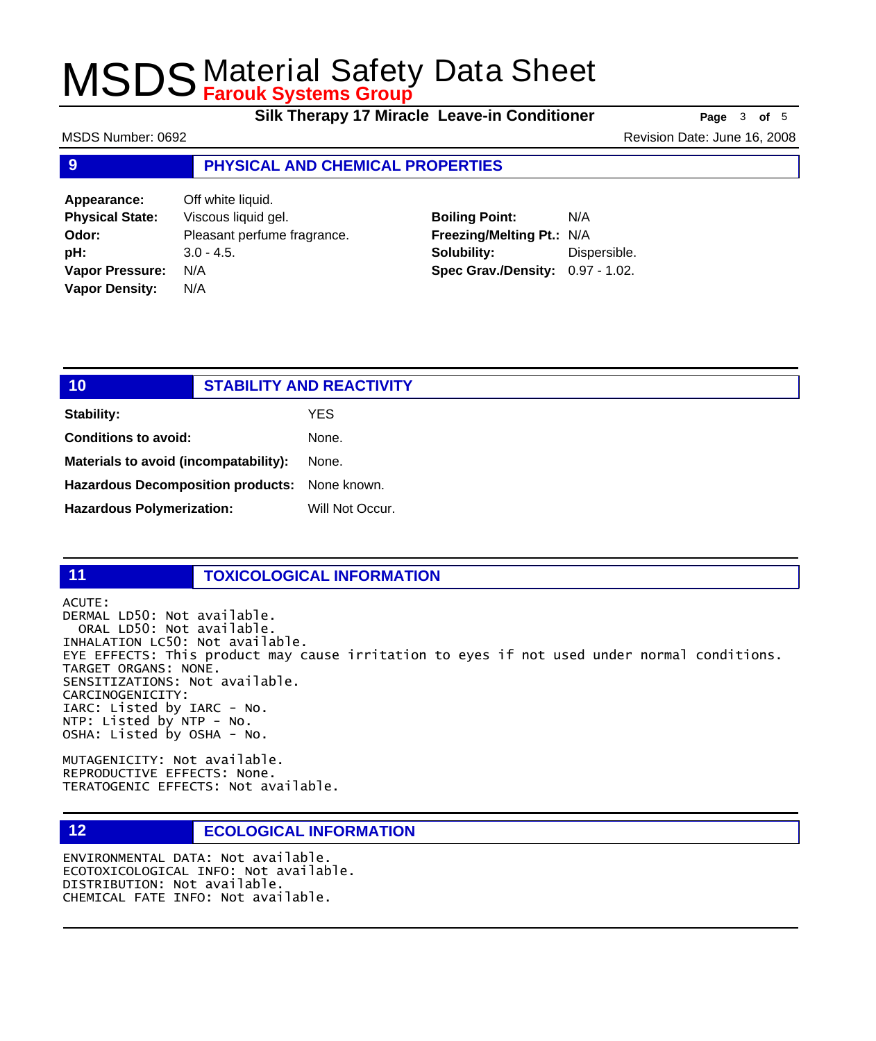## 9 PHYSICAL AND CHEMICAL PROPERTIES

**Appearance:** Off white liquid.
**Physical State:** Viscous liquid gel.
**Odor:** Pleasant perfume fragrance.
**pH:** 3.0 - 4.5.
**Vapor Pressure:** N/A
**Vapor Density:** N/A

**Boiling Point:** N/A
**Freezing/Melting Pt.:** N/A
**Solubility:** Dispersible.
**Spec Grav./Density:** 0.97 - 1.02.

## 10 STABILITY AND REACTIVITY

**Stability:** YES
**Conditions to avoid:** None.
**Materials to avoid (incompatability):** None.
**Hazardous Decomposition products:** None known.
**Hazardous Polymerization:** Will Not Occur.

## 11 TOXICOLOGICAL INFORMATION

ACUTE:
DERMAL LD50: Not available.
ORAL LD50: Not available.
INHALATION LC50: Not available.
EYE EFFECTS: This product may cause irritation to eyes if not used under normal conditions.
TARGET ORGANS: NONE.
SENSITIZATIONS: Not available.
CARCINOGENICITY:
IARC: Listed by IARC - No.
NTP: Listed by NTP - No.
OSHA: Listed by OSHA - No.

MUTAGENICITY: Not available.
REPRODUCTIVE EFFECTS: None.
TERATOGENIC EFFECTS: Not available.

## 12 ECOLOGICAL INFORMATION

ENVIRONMENTAL DATA: Not available.
ECOTOXICOLOGICAL INFO: Not available.
DISTRIBUTION: Not available.
CHEMICAL FATE INFO: Not available.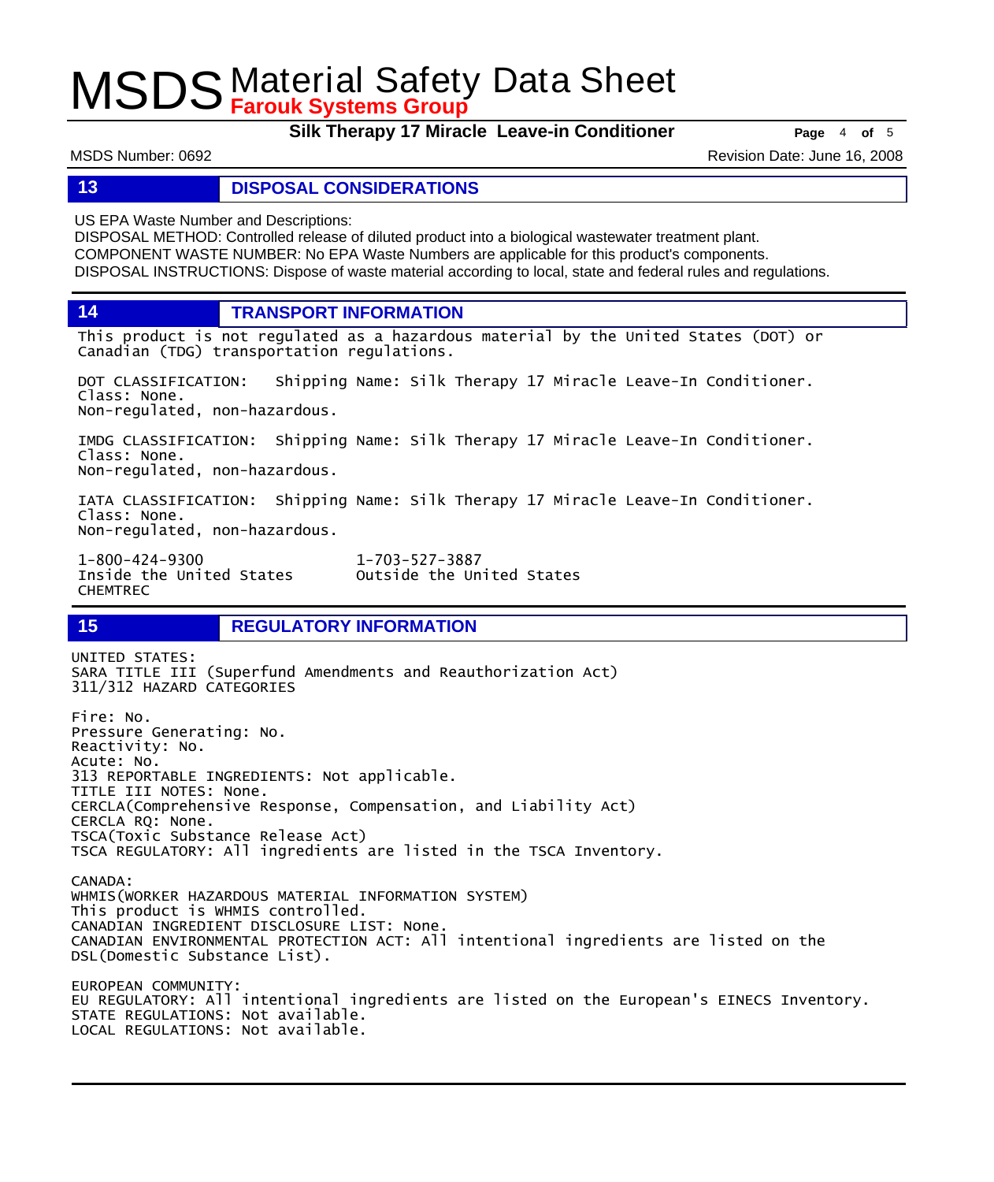## 13 DISPOSAL CONSIDERATIONS

US EPA Waste Number and Descriptions:
DISPOSAL METHOD: Controlled release of diluted product into a biological wastewater treatment plant.
COMPONENT WASTE NUMBER: No EPA Waste Numbers are applicable for this product's components.
DISPOSAL INSTRUCTIONS: Dispose of waste material according to local, state and federal rules and regulations.

## 14 TRANSPORT INFORMATION

This product is not regulated as a hazardous material by the United States (DOT) or Canadian (TDG) transportation regulations.

DOT CLASSIFICATION: Shipping Name: Silk Therapy 17 Miracle Leave-In Conditioner.
Class: None.
Non-regulated, non-hazardous.

IMDG CLASSIFICATION: Shipping Name: Silk Therapy 17 Miracle Leave-In Conditioner.
Class: None.
Non-regulated, non-hazardous.

IATA CLASSIFICATION: Shipping Name: Silk Therapy 17 Miracle Leave-In Conditioner.
Class: None.
Non-regulated, non-hazardous.

1-800-424-9300 Inside the United States
1-703-527-3887 Outside the United States
CHEMTREC

## 15 REGULATORY INFORMATION

UNITED STATES:
SARA TITLE III (Superfund Amendments and Reauthorization Act)
311/312 HAZARD CATEGORIES

Fire: No.
Pressure Generating: No.
Reactivity: No.
Acute: No.
313 REPORTABLE INGREDIENTS: Not applicable.
TITLE III NOTES: None.
CERCLA(Comprehensive Response, Compensation, and Liability Act)
CERCLA RQ: None.
TSCA(Toxic Substance Release Act)
TSCA REGULATORY: All ingredients are listed in the TSCA Inventory.

CANADA:
WHMIS(WORKER HAZARDOUS MATERIAL INFORMATION SYSTEM)
This product is WHMIS controlled.
CANADIAN INGREDIENT DISCLOSURE LIST: None.
CANADIAN ENVIRONMENTAL PROTECTION ACT: All intentional ingredients are listed on the DSL(Domestic Substance List).

EUROPEAN COMMUNITY:
EU REGULATORY: All intentional ingredients are listed on the European's EINECS Inventory.
STATE REGULATIONS: Not available.
LOCAL REGULATIONS: Not available.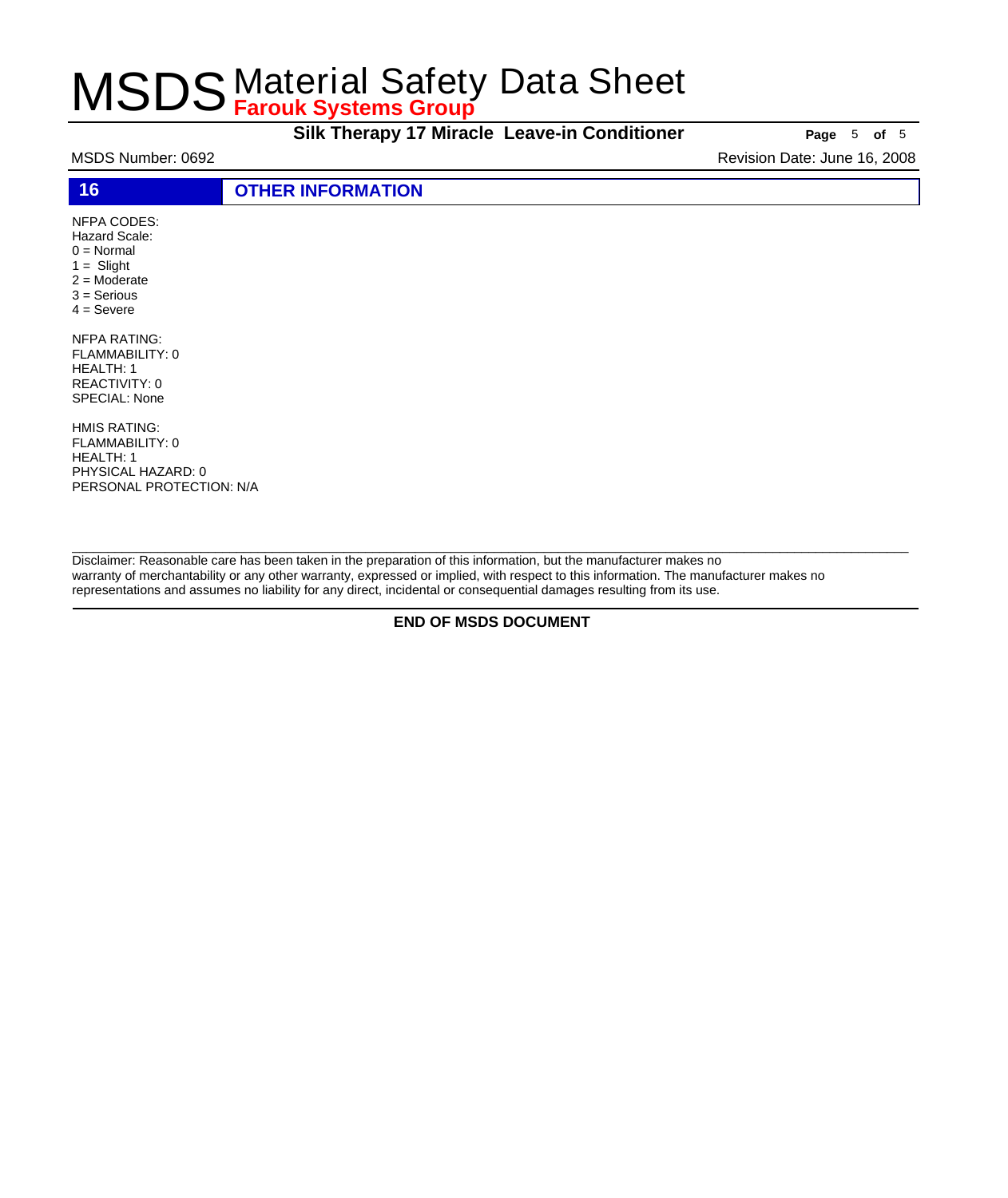## 16 OTHER INFORMATION

NFPA CODES:
Hazard Scale:
0 = Normal
1 = Slight
2 = Moderate
3 = Serious
4 = Severe

NFPA RATING:
FLAMMABILITY: 0
HEALTH: 1
REACTIVITY: 0
SPECIAL: None

HMIS RATING:
FLAMMABILITY: 0
HEALTH: 1
PHYSICAL HAZARD: 0
PERSONAL PROTECTION: N/A

---

Disclaimer: Reasonable care has been taken in the preparation of this information, but the manufacturer makes no warranty of merchantability or any other warranty, expressed or implied, with respect to this information. The manufacturer makes no representations and assumes no liability for any direct, incidental or consequential damages resulting from its use.

---

**END OF MSDS DOCUMENT**